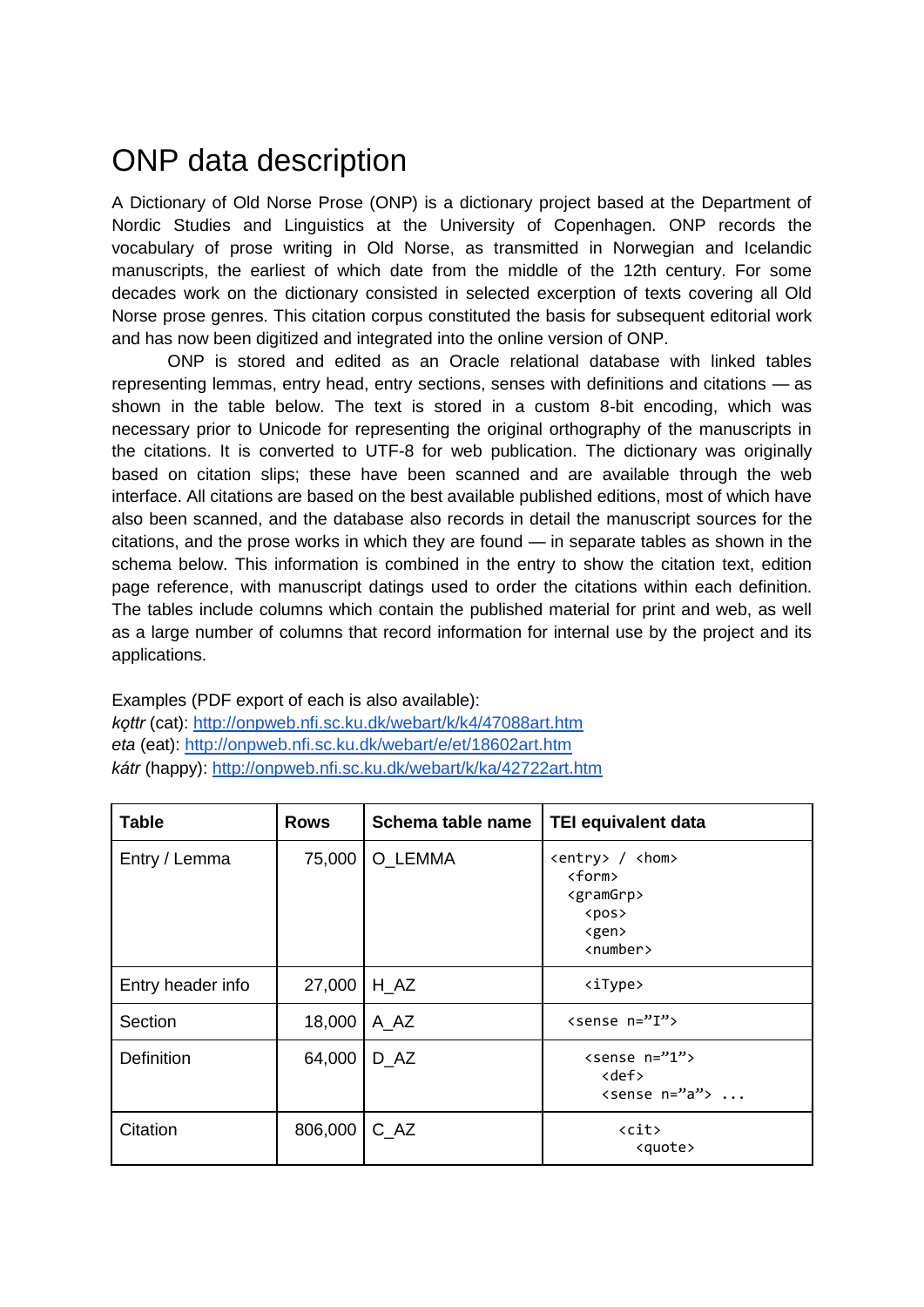# ONP data description

A Dictionary of Old Norse Prose (ONP) is a dictionary project based at the Department of Nordic Studies and Linguistics at the University of Copenhagen. ONP records the vocabulary of prose writing in Old Norse, as transmitted in Norwegian and Icelandic manuscripts, the earliest of which date from the middle of the 12th century. For some decades work on the dictionary consisted in selected excerption of texts covering all Old Norse prose genres. This citation corpus constituted the basis for subsequent editorial work and has now been digitized and integrated into the online version of ONP.

ONP is stored and edited as an Oracle relational database with linked tables representing lemmas, entry head, entry sections, senses with definitions and citations — as shown in the table below. The text is stored in a custom 8-bit encoding, which was necessary prior to Unicode for representing the original orthography of the manuscripts in the citations. It is converted to UTF-8 for web publication. The dictionary was originally based on citation slips; these have been scanned and are available through the web interface. All citations are based on the best available published editions, most of which have also been scanned, and the database also records in detail the manuscript sources for the citations, and the prose works in which they are found — in separate tables as shown in the schema below. This information is combined in the entry to show the citation text, edition page reference, with manuscript datings used to order the citations within each definition. The tables include columns which contain the published material for print and web, as well as a large number of columns that record information for internal use by the project and its applications.

Examples (PDF export of each is also available):
*kǫttr* (cat): http://onpweb.nfi.sc.ku.dk/webart/k/k4/47088art.htm
*eta* (eat): http://onpweb.nfi.sc.ku.dk/webart/e/et/18602art.htm
*kátr* (happy): http://onpweb.nfi.sc.ku.dk/webart/k/ka/42722art.htm

| **Table** | **Rows** | **Schema table name** | **TEI equivalent data** |
|---|---|---|---|
| Entry / Lemma | 75,000 | O_LEMMA | `<entry> / <hom>` `<form>` `<gramGrp>` `<pos>` `<gen>` `<number>` |
| Entry header info | 27,000 | H_AZ | `<iType>` |
| Section | 18,000 | A_AZ | `<sense n="I">` |
| Definition | 64,000 | D_AZ | `<sense n="1">` `<def>` `<sense n="a"> ...` |
| Citation | 806,000 | C_AZ | `<cit>` `<quote>` |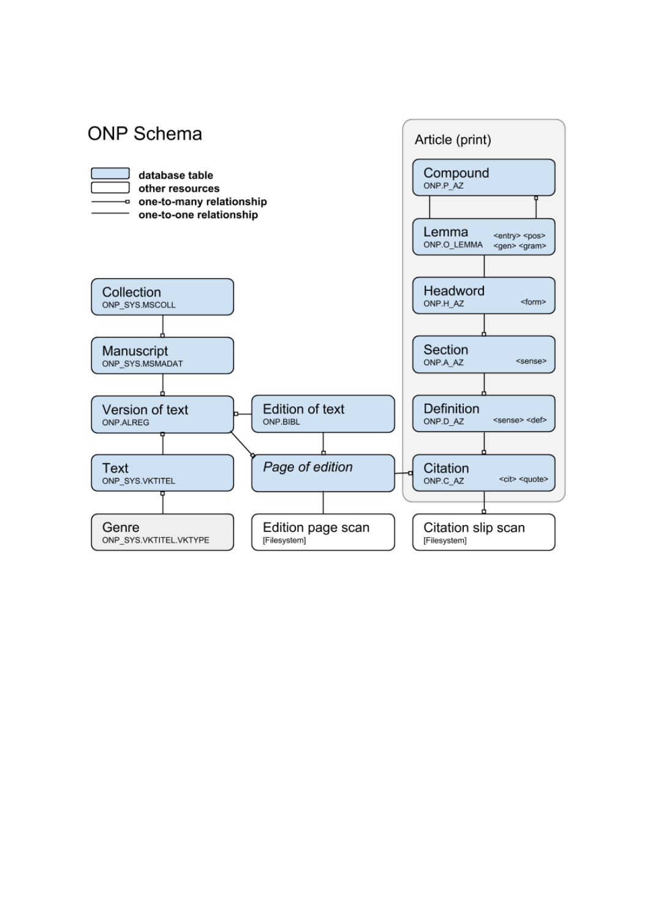# ONP Schema

- database table
- other resources
- one-to-many relationship
- one-to-one relationship

Article (print)

Compound
ONP.P_AZ

Lemma
ONP.O_LEMMA
<entry> <pos> <gen> <gram>

Headword
ONP.H_AZ
<form>

Section
ONP.A_AZ
<sense>

Definition
ONP.D_AZ
<sense> <def>

Citation
ONP.C_AZ
<cit> <quote>

Collection
ONP_SYS.MSCOLL

Manuscript
ONP_SYS.MSMADAT

Version of text
ONP.ALREG

Edition of text
ONP.BIBL

Text
ONP_SYS.VKTITEL

*Page of edition*

Genre
ONP_SYS.VKTITEL.VKTYPE

Edition page scan
[Filesystem]

Citation slip scan
[Filesystem]